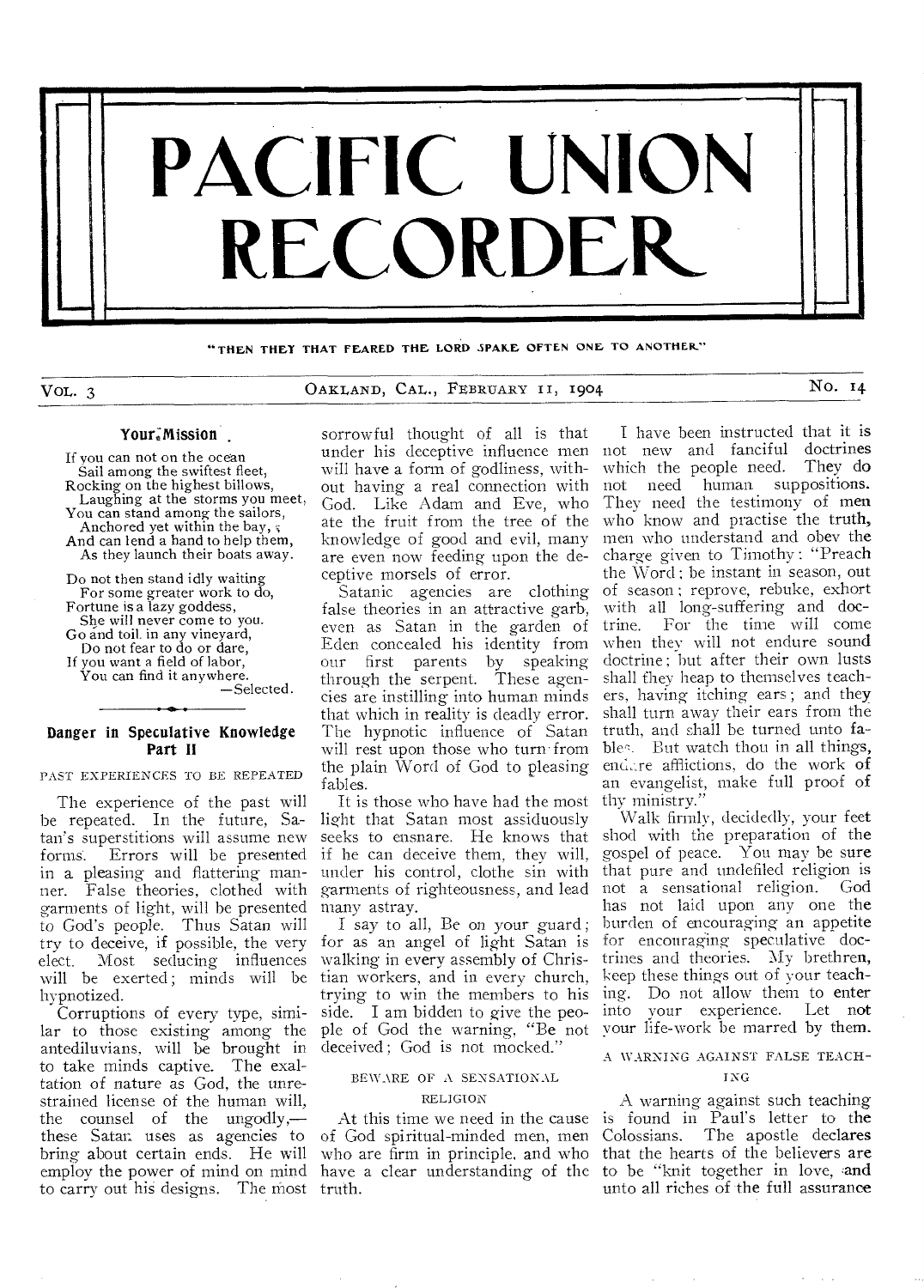# PACIFIC UNION RECORDER

"THEN THEY THAT FEARED THE LORD SPAKE OFTEN ONE TO ANOTHER."

VOL. 3 — OAKLAND, CAL., FEBRUARY 11, 1904 — No. 14

### Your Mission

If you can not on the ocean
 Sail among the swiftest fleet,
Rocking on the highest billows,
 Laughing at the storms you meet,
You can stand among the sailors,
 Anchored yet within the bay,
And can lend a hand to help them,
 As they launch their boats away.

Do not then stand idly waiting
 For some greater work to do,
Fortune is a lazy goddess,
 She will never come to you.
Go and toil in any vineyard,
 Do not fear to do or dare,
If you want a field of labor,
 You can find it anywhere.

—Selected.

## Danger in Speculative Knowledge
### Part II

PAST EXPERIENCES TO BE REPEATED

The experience of the past will be repeated. In the future, Satan's superstitions will assume new forms. Errors will be presented in a pleasing and flattering manner. False theories, clothed with garments of light, will be presented to God's people. Thus Satan will try to deceive, if possible, the very elect. Most seducing influences will be exerted; minds will be hypnotized.

Corruptions of every type, similar to those existing among the antediluvians, will be brought in to take minds captive. The exaltation of nature as God, the unrestrained license of the human will, the counsel of the ungodly,—these Satan uses as agencies to bring about certain ends. He will employ the power of mind on mind to carry out his designs. The most sorrowful thought of all is that under his deceptive influence men will have a form of godliness, without having a real connection with God. Like Adam and Eve, who ate the fruit from the tree of the knowledge of good and evil, many are even now feeding upon the deceptive morsels of error.

Satanic agencies are clothing false theories in an attractive garb, even as Satan in the garden of Eden concealed his identity from our first parents by speaking through the serpent. These agencies are instilling into human minds that which in reality is deadly error. The hypnotic influence of Satan will rest upon those who turn from the plain Word of God to pleasing fables.

It is those who have had the most light that Satan most assiduously seeks to ensnare. He knows that if he can deceive them, they will, under his control, clothe sin with garments of righteousness, and lead many astray.

I say to all, Be on your guard; for as an angel of light Satan is walking in every assembly of Christian workers, and in every church, trying to win the members to his side. I am bidden to give the people of God the warning, "Be not deceived; God is not mocked."

BEWARE OF A SENSATIONAL RELIGION

At this time we need in the cause of God spiritual-minded men, men who are firm in principle, and who have a clear understanding of the truth.

I have been instructed that it is not new and fanciful doctrines which the people need. They do not need human suppositions. They need the testimony of men who know and practise the truth, men who understand and obey the charge given to Timothy: "Preach the Word; be instant in season, out of season; reprove, rebuke, exhort with all long-suffering and doctrine. For the time will come when they will not endure sound doctrine; but after their own lusts shall they heap to themselves teachers, having itching ears; and they shall turn away their ears from the truth, and shall be turned unto fables. But watch thou in all things, endure afflictions, do the work of an evangelist, make full proof of thy ministry."

Walk firmly, decidedly, your feet shod with the preparation of the gospel of peace. You may be sure that pure and undefiled religion is not a sensational religion. God has not laid upon any one the burden of encouraging an appetite for encouraging speculative doctrines and theories. My brethren, keep these things out of your teaching. Do not allow them to enter into your experience. Let not your life-work be marred by them.

A WARNING AGAINST FALSE TEACHING

A warning against such teaching is found in Paul's letter to the Colossians. The apostle declares that the hearts of the believers are to be "knit together in love, and unto all riches of the full assurance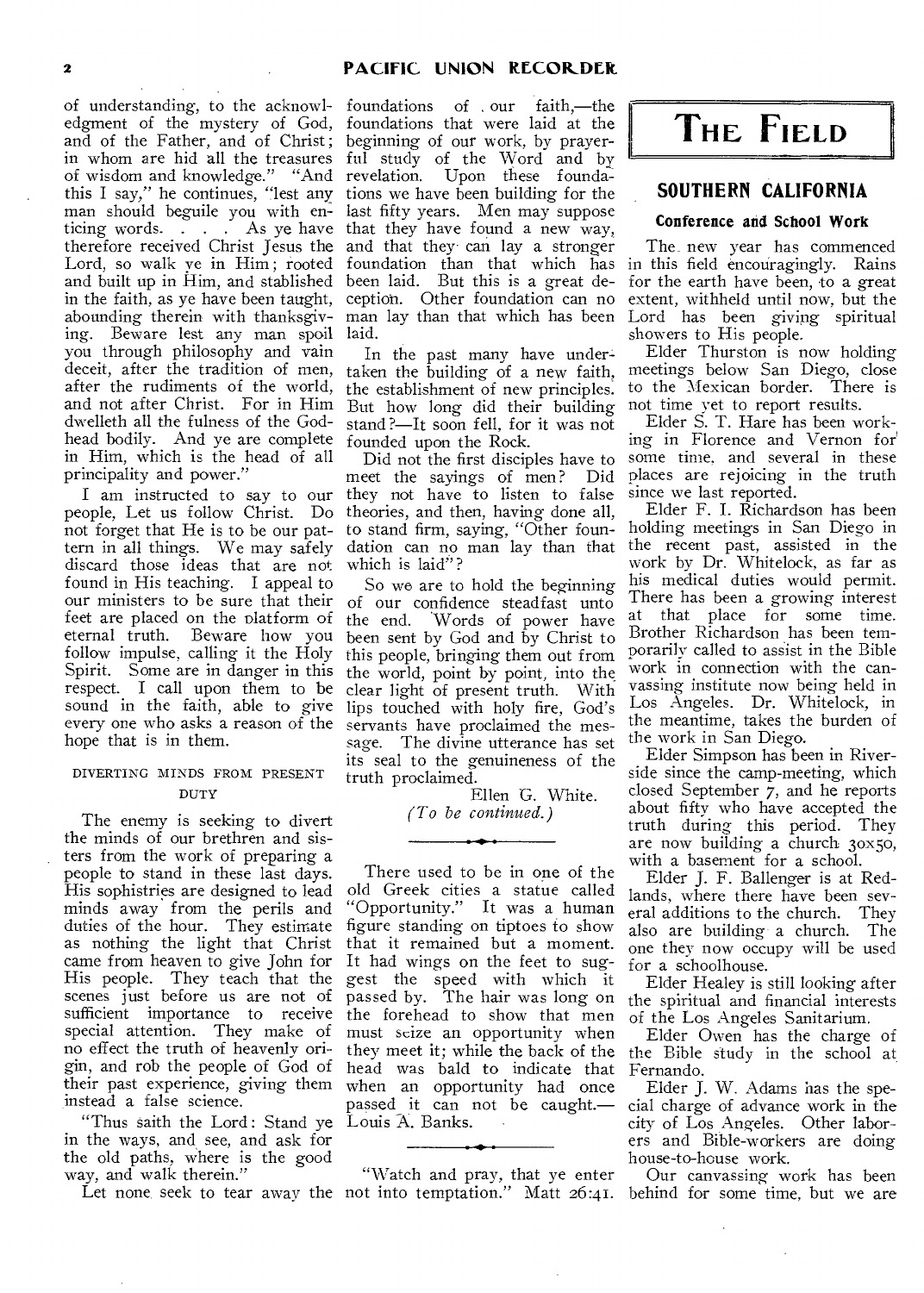of understanding, to the acknowledgment of the mystery of God, and of the Father, and of Christ; in whom are hid all the treasures of wisdom and knowledge." "And this I say," he continues, "lest any man should beguile you with enticing words. . . . As ye have therefore received Christ Jesus the Lord, so walk ye in Him; rooted and built up in Him, and stablished in the faith, as ye have been taught, abounding therein with thanksgiving. Beware lest any man spoil you through philosophy and vain deceit, after the tradition of men, after the rudiments of the world, and not after Christ. For in Him dwelleth all the fulness of the Godhead bodily. And ye are complete in Him, which is the head of all principality and power."

I am instructed to say to our people, Let us follow Christ. Do not forget that He is to be our pattern in all things. We may safely discard those ideas that are not found in His teaching. I appeal to our ministers to be sure that their feet are placed on the platform of eternal truth. Beware how you follow impulse, calling it the Holy Spirit. Some are in danger in this respect. I call upon them to be sound in the faith, able to give every one who asks a reason of the hope that is in them.

#### DIVERTING MINDS FROM PRESENT DUTY

The enemy is seeking to divert the minds of our brethren and sisters from the work of preparing a people to stand in these last days. His sophistries are designed to lead minds away from the perils and duties of the hour. They estimate as nothing the light that Christ came from heaven to give John for His people. They teach that the scenes just before us are not of sufficient importance to receive special attention. They make of no effect the truth of heavenly origin, and rob the people of God of their past experience, giving them instead a false science.

"Thus saith the Lord: Stand ye in the ways, and see, and ask for the old paths, where is the good way, and walk therein."

Let none seek to tear away the foundations of our faith,—the foundations that were laid at the beginning of our work, by prayerful study of the Word and by revelation. Upon these foundations we have been building for the last fifty years. Men may suppose that they have found a new way, and that they can lay a stronger foundation than that which has been laid. But this is a great deception. Other foundation can no man lay than that which has been laid.

In the past many have undertaken the building of a new faith, the establishment of new principles. But how long did their building stand?—It soon fell, for it was not founded upon the Rock.

Did not the first disciples have to meet the sayings of men? Did they not have to listen to false theories, and then, having done all, to stand firm, saying, "Other foundation can no man lay than that which is laid"?

So we are to hold the beginning of our confidence steadfast unto the end. Words of power have been sent by God and by Christ to this people, bringing them out from the world, point by point, into the clear light of present truth. With lips touched with holy fire, God's servants have proclaimed the message. The divine utterance has set its seal to the genuineness of the truth proclaimed.

Ellen G. White.

*(To be continued.)*

---

There used to be in one of the old Greek cities a statue called "Opportunity." It was a human figure standing on tiptoes to show that it remained but a moment. It had wings on the feet to suggest the speed with which it passed by. The hair was long on the forehead to show that men must seize an opportunity when they meet it; while the back of the head was bald to indicate that when an opportunity had once passed it can not be caught.—Louis A. Banks.

---

"Watch and pray, that ye enter not into temptation." Matt 26:41.

# THE FIELD

## SOUTHERN CALIFORNIA

### Conference and School Work

The new year has commenced in this field encouragingly. Rains for the earth have been, to a great extent, withheld until now, but the Lord has been giving spiritual showers to His people.

Elder Thurston is now holding meetings below San Diego, close to the Mexican border. There is not time yet to report results.

Elder S. T. Hare has been working in Florence and Vernon for some time, and several in these places are rejoicing in the truth since we last reported.

Elder F. I. Richardson has been holding meetings in San Diego in the recent past, assisted in the work by Dr. Whitelock, as far as his medical duties would permit. There has been a growing interest at that place for some time. Brother Richardson has been temporarily called to assist in the Bible work in connection with the canvassing institute now being held in Los Angeles. Dr. Whitelock, in the meantime, takes the burden of the work in San Diego.

Elder Simpson has been in Riverside since the camp-meeting, which closed September 7, and he reports about fifty who have accepted the truth during this period. They are now building a church 30x50, with a basement for a school.

Elder J. F. Ballenger is at Redlands, where there have been several additions to the church. They also are building a church. The one they now occupy will be used for a schoolhouse.

Elder Healey is still looking after the spiritual and financial interests of the Los Angeles Sanitarium.

Elder Owen has the charge of the Bible study in the school at Fernando.

Elder J. W. Adams has the special charge of advance work in the city of Los Angeles. Other laborers and Bible-workers are doing house-to-house work.

Our canvassing work has been behind for some time, but we are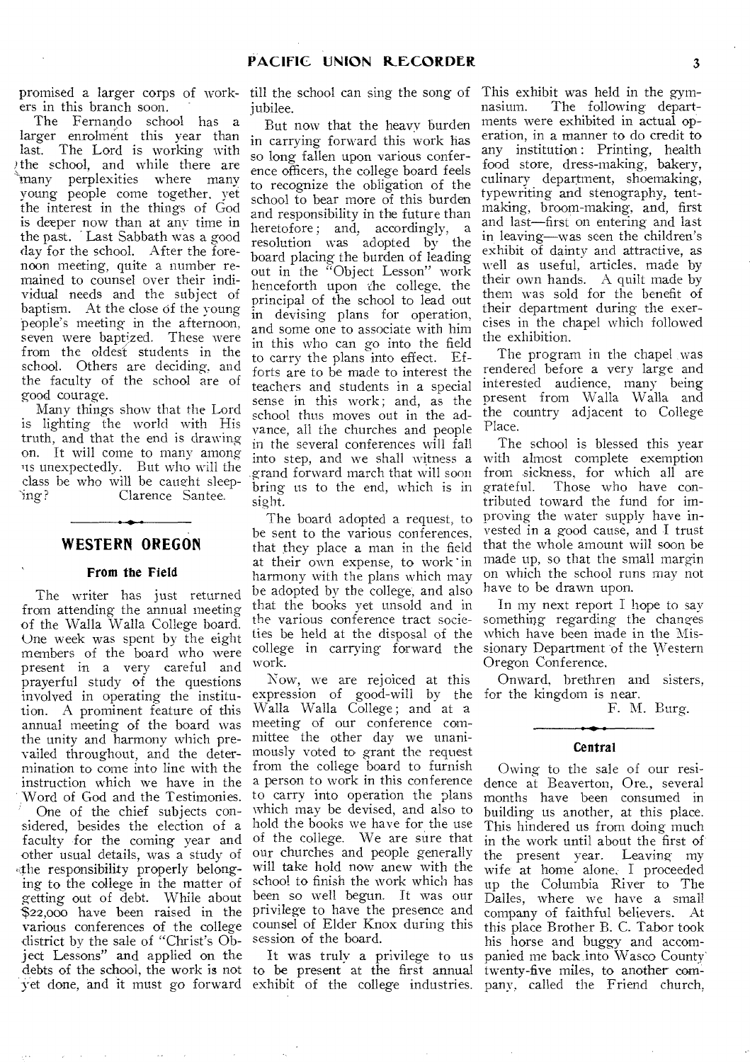promised a larger corps of workers in this branch soon.

The Fernando school has a larger enrolment this year than last. The Lord is working with the school, and while there are many perplexities where many young people come together, yet the interest in the things of God is deeper now than at any time in the past. Last Sabbath was a good day for the school. After the forenoon meeting, quite a number remained to counsel over their individual needs and the subject of baptism. At the close of the young people's meeting in the afternoon, seven were baptized. These were from the oldest students in the school. Others are deciding, and the faculty of the school are of good courage.

Many things show that the Lord is lighting the world with His truth, and that the end is drawing on. It will come to many among us unexpectedly. But who will the class be who will be caught sleeping?

Clarence Santee.

## WESTERN OREGON

### From the Field

The writer has just returned from attending the annual meeting of the Walla Walla College board. One week was spent by the eight members of the board who were present in a very careful and prayerful study of the questions involved in operating the institution. A prominent feature of this annual meeting of the board was the unity and harmony which prevailed throughout, and the determination to come into line with the instruction which we have in the Word of God and the Testimonies.

One of the chief subjects considered, besides the election of a faculty for the coming year and other usual details, was a study of the responsibility properly belonging to the college in the matter of getting out of debt. While about $22,000 have been raised in the various conferences of the college district by the sale of "Christ's Object Lessons" and applied on the debts of the school, the work is not yet done, and it must go forward till the school can sing the song of jubilee.

But now that the heavy burden in carrying forward this work has so long fallen upon various conference officers, the college board feels to recognize the obligation of the school to bear more of this burden and responsibility in the future than heretofore; and, accordingly, a resolution was adopted by the board placing the burden of leading out in the "Object Lesson" work henceforth upon the college, the principal of the school to lead out in devising plans for operation, and some one to associate with him in this who can go into the field to carry the plans into effect. Efforts are to be made to interest the teachers and students in a special sense in this work; and, as the school thus moves out in the advance, all the churches and people in the several conferences will fall into step, and we shall witness a grand forward march that will soon bring us to the end, which is in sight.

The board adopted a request, to be sent to the various conferences, that they place a man in the field at their own expense, to work in harmony with the plans which may be adopted by the college, and also that the books yet unsold and in the various conference tract societies be held at the disposal of the college in carrying forward the work.

Now, we are rejoiced at this expression of good-will by the Walla Walla College; and at a meeting of our conference committee the other day we unanimously voted to grant the request from the college board to furnish a person to work in this conference to carry into operation the plans which may be devised, and also to hold the books we have for the use of the college. We are sure that our churches and people generally will take hold now anew with the school to finish the work which has been so well begun. It was our privilege to have the presence and counsel of Elder Knox during this session of the board.

It was truly a privilege to us to be present at the first annual exhibit of the college industries. This exhibit was held in the gymnasium. The following departments were exhibited in actual operation, in a manner to do credit to any institution: Printing, health food store, dress-making, bakery, culinary department, shoemaking, typewriting and stenography, tent-making, broom-making, and, first and last—first on entering and last in leaving—was seen the children's exhibit of dainty and attractive, as well as useful, articles, made by their own hands. A quilt made by them was sold for the benefit of their department during the exercises in the chapel which followed the exhibition.

The program in the chapel was rendered before a very large and interested audience, many being present from Walla Walla and the country adjacent to College Place.

The school is blessed this year with almost complete exemption from sickness, for which all are grateful. Those who have contributed toward the fund for improving the water supply have invested in a good cause, and I trust that the whole amount will soon be made up, so that the small margin on which the school runs may not have to be drawn upon.

In my next report I hope to say something regarding the changes which have been made in the Missionary Department of the Western Oregon Conference.

Onward, brethren and sisters, for the kingdom is near.

F. M. Burg.

### Central

Owing to the sale of our residence at Beaverton, Ore., several months have been consumed in building us another, at this place. This hindered us from doing much in the work until about the first of the present year. Leaving my wife at home alone, I proceeded up the Columbia River to The Dalles, where we have a small company of faithful believers. At this place Brother B. C. Tabor took his horse and buggy and accompanied me back into Wasco County twenty-five miles, to another company, called the Friend church,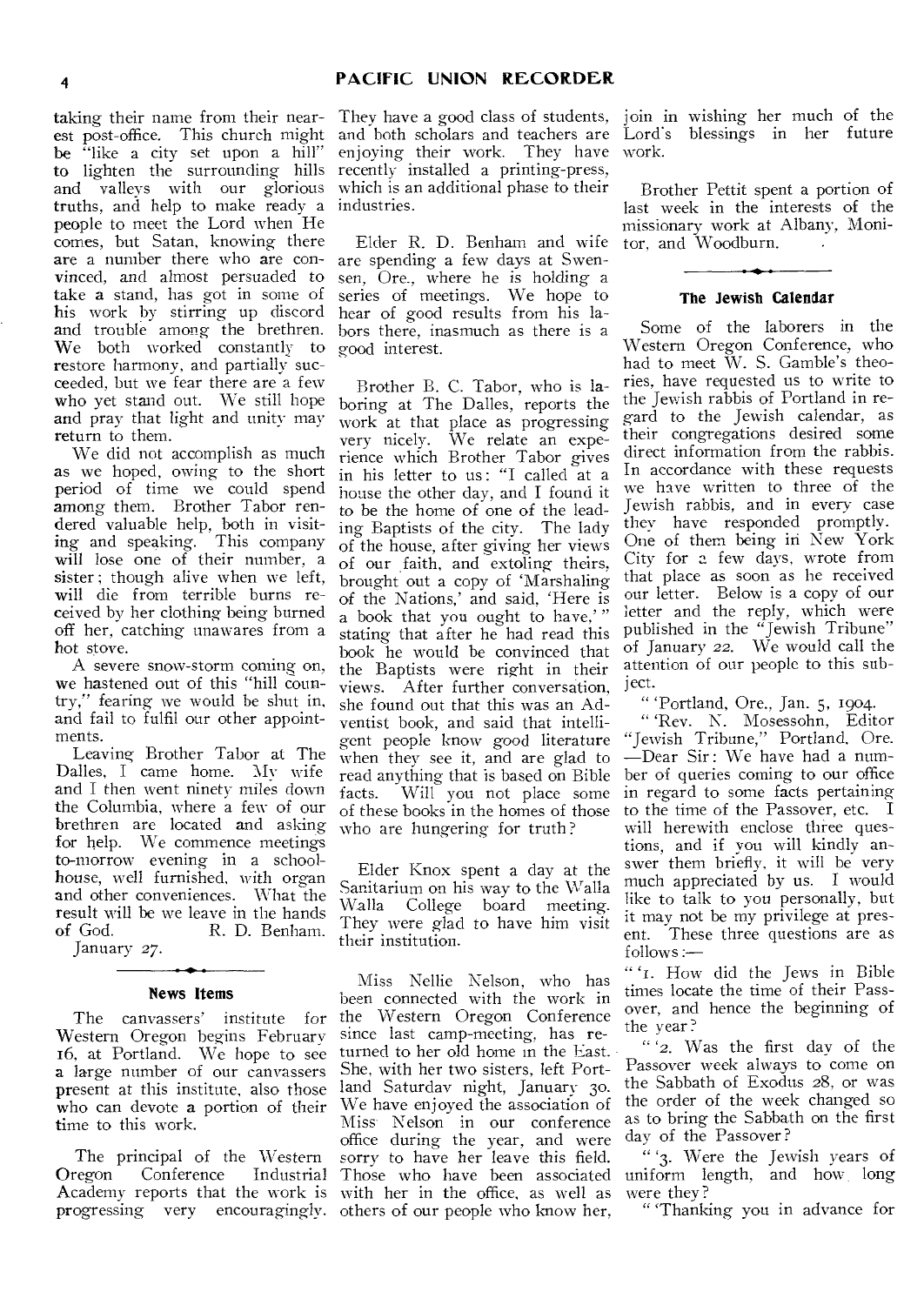taking their name from their nearest post-office. This church might be "like a city set upon a hill" to lighten the surrounding hills and valleys with our glorious truths, and help to make ready a people to meet the Lord when He comes, but Satan, knowing there are a number there who are convinced, and almost persuaded to take a stand, has got in some of his work by stirring up discord and trouble among the brethren. We both worked constantly to restore harmony, and partially succeeded, but we fear there are a few who yet stand out. We still hope and pray that light and unity may return to them.

We did not accomplish as much as we hoped, owing to the short period of time we could spend among them. Brother Tabor rendered valuable help, both in visiting and speaking. This company will lose one of their number, a sister; though alive when we left, will die from terrible burns received by her clothing being burned off her, catching unawares from a hot stove.

A severe snow-storm coming on, we hastened out of this "hill country," fearing we would be shut in, and fail to fulfil our other appointments.

Leaving Brother Tabor at The Dalles, I came home. My wife and I then went ninety miles down the Columbia, where a few of our brethren are located and asking for help. We commence meetings to-morrow evening in a schoolhouse, well furnished, with organ and other conveniences. What the result will be we leave in the hands of God. R. D. Benham.

January 27.

### News Items

The canvassers' institute for Western Oregon begins February 16, at Portland. We hope to see a large number of our canvassers present at this institute, also those who can devote a portion of their time to this work.

The principal of the Western Oregon Conference Industrial Academy reports that the work is progressing very encouragingly. They have a good class of students, and both scholars and teachers are enjoying their work. They have recently installed a printing-press, which is an additional phase to their industries.

Elder R. D. Benham and wife are spending a few days at Swensen, Ore., where he is holding a series of meetings. We hope to hear of good results from his labors there, inasmuch as there is a good interest.

Brother B. C. Tabor, who is laboring at The Dalles, reports the work at that place as progressing very nicely. We relate an experience which Brother Tabor gives in his letter to us: "I called at a house the other day, and I found it to be the home of one of the leading Baptists of the city. The lady of the house, after giving her views of our faith, and extoling theirs, brought out a copy of 'Marshaling of the Nations,' and said, 'Here is a book that you ought to have,'" stating that after he had read this book he would be convinced that the Baptists were right in their views. After further conversation, she found out that this was an Adventist book, and said that intelligent people know good literature when they see it, and are glad to read anything that is based on Bible facts. Will you not place some of these books in the homes of those who are hungering for truth?

Elder Knox spent a day at the Sanitarium on his way to the Walla Walla College board meeting. They were glad to have him visit their institution.

Miss Nellie Nelson, who has been connected with the work in the Western Oregon Conference since last camp-meeting, has returned to her old home in the East. She, with her two sisters, left Portland Saturday night, January 30. We have enjoyed the association of Miss Nelson in our conference office during the year, and were sorry to have her leave this field. Those who have been associated with her in the office, as well as others of our people who know her, join in wishing her much of the Lord's blessings in her future work.

Brother Pettit spent a portion of last week in the interests of the missionary work at Albany, Monitor, and Woodburn.

### The Jewish Calendar

Some of the laborers in the Western Oregon Conference, who had to meet W. S. Gamble's theories, have requested us to write to the Jewish rabbis of Portland in regard to the Jewish calendar, as their congregations desired some direct information from the rabbis. In accordance with these requests we have written to three of the Jewish rabbis, and in every case they have responded promptly. One of them being in New York City for a few days, wrote from that place as soon as he received our letter. Below is a copy of our letter and the reply, which were published in the "Jewish Tribune" of January 22. We would call the attention of our people to this subject.

"'Portland, Ore., Jan. 5, 1904.

"'Rev. N. Mosessohn, Editor "Jewish Tribune," Portland, Ore. —Dear Sir: We have had a number of queries coming to our office in regard to some facts pertaining to the time of the Passover, etc. I will herewith enclose three questions, and if you will kindly answer them briefly, it will be very much appreciated by us. I would like to talk to you personally, but it may not be my privilege at present. These three questions are as follows:—

"'1. How did the Jews in Bible times locate the time of their Passover, and hence the beginning of the year?

"'2. Was the first day of the Passover week always to come on the Sabbath of Exodus 28, or was the order of the week changed so as to bring the Sabbath on the first day of the Passover?

"'3. Were the Jewish years of uniform length, and how long were they?

"'Thanking you in advance for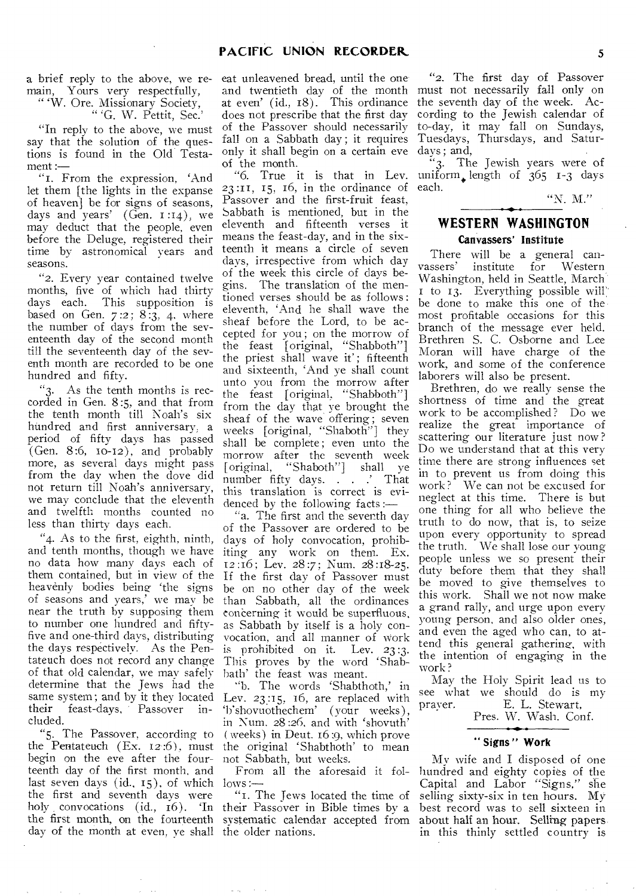a brief reply to the above, we remain, Yours very respectfully,

"'W. Ore. Missionary Society,

"'G. W. Pettit, Sec.'

"In reply to the above, we must say that the solution of the questions is found in the Old Testament:—

"1. From the expression, 'And let them [the lights in the expanse of heaven] be for signs of seasons, days and years' (Gen. 1:14), we may deduct that the people, even before the Deluge, registered their time by astronomical years and seasons.

"2. Every year contained twelve months, five of which had thirty days each. This supposition is based on Gen. 7:2; 8:3, 4, where the number of days from the seventeenth day of the second month till the seventeenth day of the seventh month are recorded to be one hundred and fifty.

"3. As the tenth months is recorded in Gen. 8:5, and that from the tenth month till Noah's six hundred and first anniversary, a period of fifty days has passed (Gen. 8:6, 10-12), and probably more, as several days might pass from the day when the dove did not return till Noah's anniversary, we may conclude that the eleventh and twelfth months counted no less than thirty days each.

"4. As to the first, eighth, ninth, and tenth months, though we have no data how many days each of them contained, but in view of the heavenly bodies being 'the signs of seasons and years,' we may be near the truth by supposing them to number one hundred and fifty-five and one-third days, distributing the days respectively. As the Pentateuch does not record any change of that old calendar, we may safely determine that the Jews had the same system; and by it they located their feast-days, Passover included.

"5. The Passover, according to the Pentateuch (Ex. 12:6), must begin on the eve after the fourteenth day of the first month, and last seven days (id., 15), of which the first and seventh days were holy convocations (id., 16). 'In the first month, on the fourteenth day of the month at even, ye shall eat unleavened bread, until the one and twentieth day of the month at even' (id., 18). This ordinance does not prescribe that the first day of the Passover should necessarily fall on a Sabbath day; it requires only it shall begin on a certain eve of the month.

"6. True it is that in Lev. 23:11, 15, 16, in the ordinance of Passover and the first-fruit feast, Sabbath is mentioned, but in the eleventh and fifteenth verses it means the feast-day, and in the sixteenth it means a circle of seven days, irrespective from which day of the week this circle of days begins. The translation of the mentioned verses should be as follows: eleventh, 'And he shall wave the sheaf before the Lord, to be accepted for you; on the morrow of the feast [original, "Shabboth"] the priest shall wave it'; fifteenth and sixteenth, 'And ye shall count unto you from the morrow after the feast [original, "Shabboth"] from the day that ye brought the sheaf of the wave offering; seven weeks [original, "Shaboth"] they shall be complete; even unto the morrow after the seventh week [original, "Shaboth"] shall ye number fifty days. . . .' That this translation is correct is evidenced by the following facts:—

"a. The first and the seventh day of the Passover are ordered to be days of holy convocation, prohibiting any work on them. Ex. 12:16; Lev. 28:7; Num. 28:18-25. If the first day of Passover must be on no other day of the week than Sabbath, all the ordinances concerning it would be superfluous, as Sabbath by itself is a holy convocation, and all manner of work is prohibited on it. Lev. 23:3. This proves by the word 'Sabbath' the feast was meant.

"b. The words 'Shabthoth,' in Lev. 23:15, 16, are replaced with 'b'shovuothechem' (your weeks), in Num. 28:26, and with 'shovuth' (weeks) in Deut. 16:9, which prove the original 'Shabthoth' to mean not Sabbath, but weeks.

From all the aforesaid it follows:—

"1. The Jews located the time of their Passover in Bible times by a systematic calendar accepted from the older nations.

"2. The first day of Passover must not necessarily fall only on the seventh day of the week. According to the Jewish calendar of to-day, it may fall on Sundays, Tuesdays, Thursdays, and Saturdays; and,

"3. The Jewish years were of uniform length of 365 1-3 days each.

"N. M."

## WESTERN WASHINGTON

### Canvassers' Institute

There will be a general canvassers' institute for Western Washington, held in Seattle, March 1 to 13. Everything possible will be done to make this one of the most profitable occasions for this branch of the message ever held. Brethren S. C. Osborne and Lee Moran will have charge of the work, and some of the conference laborers will also be present.

Brethren, do we really sense the shortness of time and the great work to be accomplished? Do we realize the great importance of scattering our literature just now? Do we understand that at this very time there are strong influences set in to prevent us from doing this work? We can not be excused for neglect at this time. There is but one thing for all who believe the truth to do now, that is, to seize upon every opportunity to spread the truth. We shall lose our young people unless we so present their duty before them that they shall be moved to give themselves to this work. Shall we not now make a grand rally, and urge upon every young person, and also older ones, and even the aged who can, to attend this general gathering, with the intention of engaging in the work?

May the Holy Spirit lead us to see what we should do is my prayer.

E. L. Stewart,
Pres. W. Wash. Conf.

### "Signs" Work

My wife and I disposed of one hundred and eighty copies of the Capital and Labor "Signs," she selling sixty-six in ten hours. My best record was to sell sixteen in about half an hour. Selling papers in this thinly settled country is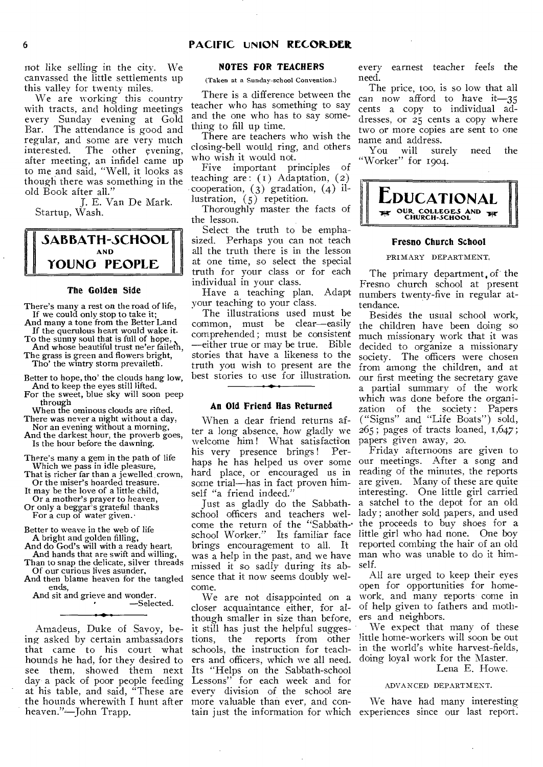not like selling in the city. We canvassed the little settlements up this valley for twenty miles.

We are working this country with tracts, and holding meetings every Sunday evening at Gold Bar. The attendance is good and regular, and some are very much interested. The other evening, after meeting, an infidel came up to me and said, "Well, it looks as though there was something in the old Book after all."

J. E. Van De Mark.

Startup, Wash.

## SABBATH-SCHOOL AND YOUNG PEOPLE

### The Golden Side

There's many a rest on the road of life,
If we could only stop to take it;
And many a tone from the Better Land
If the querulous heart would wake it.
To the sunny soul that is full of hope,
And whose beautiful trust ne'er faileth,
The grass is green and flowers bright,
Tho' the wintry storm prevaileth.

Better to hope, tho' the clouds hang low,
And to keep the eyes still lifted,
For the sweet, blue sky will soon peep through
When the ominous clouds are rifted.
There was never a night without a day,
Nor an evening without a morning,
And the darkest hour, the proverb goes,
Is the hour before the dawning.

There's many a gem in the path of life
Which we pass in idle pleasure,
That is richer far than a jewelled crown,
Or the miser's hoarded treasure.
It may be the love of a little child,
Or a mother's prayer to heaven,
Or only a beggar's grateful thanks
For a cup of water given.

Better to weave in the web of life
A bright and golden filling,
And do God's will with a ready heart,
And hands that are swift and willing,
Than to snap the delicate, silver threads
Of our curious lives asunder,
And then blame heaven for the tangled ends,
And sit and grieve and wonder.

—Selected.

Amadeus, Duke of Savoy, being asked by certain ambassadors that came to his court what hounds he had, for they desired to see them, showed them next day a pack of poor people feeding at his table, and said, "These are the hounds wherewith I hunt after heaven."—John Trapp.

### NOTES FOR TEACHERS

(Taken at a Sunday-school Convention.)

There is a difference between the teacher who has something to say and the one who has to say something to fill up time.

There are teachers who wish the closing-bell would ring, and others who wish it would not.

Five important principles of teaching are: (1) Adaptation, (2) cooperation, (3) gradation, (4) illustration, (5) repetition.

Thoroughly master the facts of the lesson.

Select the truth to be emphasized. Perhaps you can not teach all the truth there is in the lesson at one time, so select the special truth for your class or for each individual in your class.

Have a teaching plan. Adapt your teaching to your class.

The illustrations used must be common, must be clear—easily comprehended; must be consistent—either true or may be true. Bible stories that have a likeness to the truth you wish to present are the best stories to use for illustration.

### An Old Friend Has Returned

When a dear friend returns after a long absence, how gladly we welcome him! What satisfaction his very presence brings! Perhaps he has helped us over some hard place, or encouraged us in some trial—has in fact proven himself "a friend indeed."

Just as gladly do the Sabbath-school officers and teachers welcome the return of the "Sabbath-school Worker." Its familiar face brings encouragement to all. It was a help in the past, and we have missed it so sadly during its absence that it now seems doubly welcome.

We are not disappointed on a closer acquaintance either, for although smaller in size than before, it still has just the helpful suggestions, the reports from other schools, the instruction for teachers and officers, which we all need. Its "Helps on the Sabbath-school Lessons" for each week and for every division of the school are more valuable than ever, and contain just the information for which every earnest teacher feels the need.

The price, too, is so low that all can now afford to have it—35 cents a copy to individual addresses, or 25 cents a copy where two or more copies are sent to one name and address.

You will surely need the "Worker" for 1904.

## EDUCATIONAL
OUR COLLEGES AND CHURCH-SCHOOL

### Fresno Church School

PRIMARY DEPARTMENT.

The primary department of the Fresno church school at present numbers twenty-five in regular attendance.

Besides the usual school work, the children have been doing so much missionary work that it was decided to organize a missionary society. The officers were chosen from among the children, and at our first meeting the secretary gave a partial summary of the work which was done before the organization of the society: Papers ("Signs" and "Life Boats") sold, 265; pages of tracts loaned, 1,647; papers given away, 20.

Friday afternoons are given to our meetings. After a song and reading of the minutes, the reports are given. Many of these are quite interesting. One little girl carried a satchel to the depot for an old lady; another sold papers, and used the proceeds to buy shoes for a little girl who had none. One boy reported combing the hair of an old man who was unable to do it himself.

All are urged to keep their eyes open for opportunities for homework, and many reports come in of help given to fathers and mothers and neighbors.

We expect that many of these little home-workers will soon be out in the world's white harvest-fields, doing loyal work for the Master.

Lena E. Howe.

ADVANCED DEPARTMENT.

We have had many interesting experiences since our last report.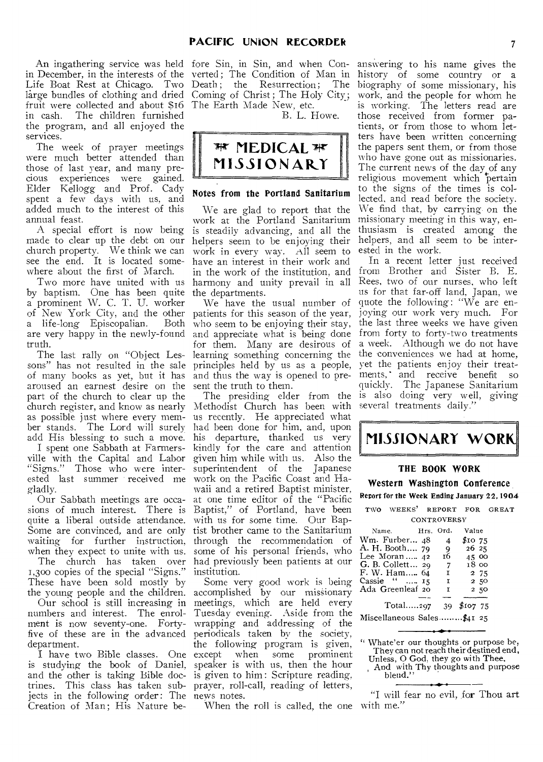An ingathering service was held in December, in the interests of the Life Boat Rest at Chicago. Two large bundles of clothing and dried fruit were collected and about $16 in cash. The children furnished the program, and all enjoyed the services.

The week of prayer meetings were much better attended than those of last year, and many precious experiences were gained. Elder Kellogg and Prof. Cady spent a few days with us, and added much to the interest of this annual feast.

A special effort is now being made to clear up the debt on our church property. We think we can see the end. It is located somewhere about the first of March.

Two more have united with us by baptism. One has been quite a prominent W. C. T. U. worker of New York City, and the other a life-long Episcopalian. Both are very happy in the newly-found truth.

The last rally on "Object Lessons" has not resulted in the sale of many books as yet, but it has aroused an earnest desire on the part of the church to clear up the church register, and know as nearly as possible just where every member stands. The Lord will surely add His blessing to such a move.

I spent one Sabbath at Farmersville with the Capital and Labor "Signs." Those who were interested last summer received me gladly.

Our Sabbath meetings are occasions of much interest. There is quite a liberal outside attendance. Some are convinced, and are only waiting for further instruction, when they expect to unite with us.

The church has taken over 1,300 copies of the special "Signs." These have been sold mostly by the young people and the children.

Our school is still increasing in numbers and interest. The enrolment is now seventy-one. Forty-five of these are in the advanced department.

I have two Bible classes. One is studying the book of Daniel, and the other is taking Bible doctrines. This class has taken subjects in the following order: The Creation of Man; His Nature before Sin, in Sin, and when Converted; The Condition of Man in Death; the Resurrection; The Coming of Christ; The Holy City; The Earth Made New, etc.

B. L. Howe.

# MEDICAL MISSIONARY

## Notes from the Portland Sanitarium

We are glad to report that the work at the Portland Sanitarium is steadily advancing, and all the helpers seem to be enjoying their work in every way. All seem to have an interest in their work and in the work of the institution, and harmony and unity prevail in all the departments.

We have the usual number of patients for this season of the year, who seem to be enjoying their stay, and appreciate what is being done for them. Many are desirous of learning something concerning the principles held by us as a people, and thus the way is opened to present the truth to them.

The presiding elder from the Methodist Church has been with us recently. He appreciated what had been done for him, and, upon his departure, thanked us very kindly for the care and attention given him while with us. Also the superintendent of the Japanese work on the Pacific Coast and Hawaii and a retired Baptist minister, at one time editor of the "Pacific Baptist," of Portland, have been with us for some time. Our Baptist brother came to the Sanitarium through the recommendation of some of his personal friends, who had previously been patients at our institution.

Some very good work is being accomplished by our missionary meetings, which are held every Tuesday evening. Aside from the wrapping and addressing of the periodicals taken by the society, the following program is given, except when some prominent speaker is with us, then the hour is given to him: Scripture reading, prayer, roll-call, reading of letters, news notes.

When the roll is called, the one answering to his name gives the history of some country or a biography of some missionary, his work, and the people for whom he is working. The letters read are those received from former patients, or from those to whom letters have been written concerning the papers sent them, or from those who have gone out as missionaries. The current news of the day of any religious movement which pertain to the signs of the times is collected, and read before the society. We find that, by carrying on the missionary meeting in this way, enthusiasm is created among the helpers, and all seem to be interested in the work.

In a recent letter just received from Brother and Sister B. E. Rees, two of our nurses, who left us for that far-off land, Japan, we quote the following: "We are enjoying our work very much. For the last three weeks we have given from forty to forty-two treatments a week. Although we do not have the conveniences we had at home, yet the patients enjoy their treatments, and receive benefit so quickly. The Japanese Sanitarium is also doing very well, giving several treatments daily."

# MISSIONARY WORK

## THE BOOK WORK

### Western Washington Conference

**Report for the Week Ending January 22, 1904**

TWO WEEKS' REPORT FOR GREAT CONTROVERSY

| Name. | Hrs. | Ord. | Value |
|---|---|---|---|
| Wm. Furber | 48 | 4 | $10 75 |
| A. H. Booth | 79 | 9 | 26 25 |
| Lee Moran | 42 | 16 | 45 00 |
| G. B. Collett | 29 | 7 | 18 00 |
| F. W. Ham | 64 | 1 | 2 75 |
| Cassie " | 15 | 1 | 2 50 |
| Ada Greenleaf | 20 | 1 | 2 50 |
| Total | 297 | 39 | $107 75 |

Miscellaneous Sales.........$41 25

" Whate'er our thoughts or purpose be,
They can not reach their destined end,
Unless, O God, they go with Thee,
And with Thy thoughts and purpose blend."

"I will fear no evil, for Thou art with me."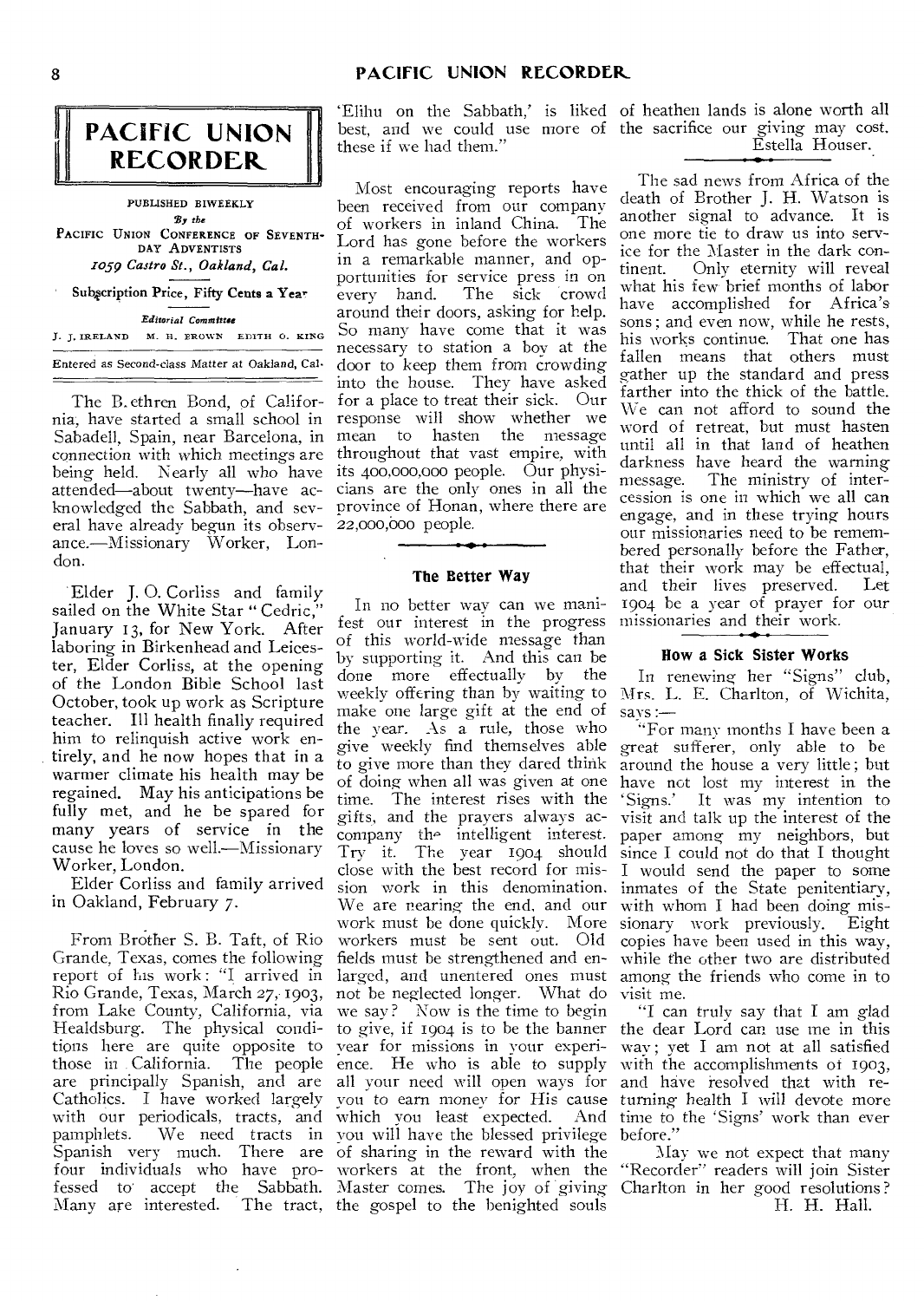# PACIFIC UNION RECORDER

PUBLISHED BIWEEKLY
*By the*
PACIFIC UNION CONFERENCE OF SEVENTH-DAY ADVENTISTS
*1059 Castro St., Oakland, Cal.*

Subscription Price, Fifty Cents a Year

*Editorial Committee*
J. J. IRELAND   M. H. BROWN   EDITH O. KING

Entered as Second-class Matter at Oakland, Cal.

The Brethren Bond, of California, have started a small school in Sabadell, Spain, near Barcelona, in connection with which meetings are being held. Nearly all who have attended—about twenty—have acknowledged the Sabbath, and several have already begun its observance.—Missionary Worker, London.

Elder J. O. Corliss and family sailed on the White Star "Cedric," January 13, for New York. After laboring in Birkenhead and Leicester, Elder Corliss, at the opening of the London Bible School last October, took up work as Scripture teacher. Ill health finally required him to relinquish active work entirely, and he now hopes that in a warmer climate his health may be regained. May his anticipations be fully met, and he be spared for many years of service in the cause he loves so well.—Missionary Worker, London.

Elder Corliss and family arrived in Oakland, February 7.

From Brother S. B. Taft, of Rio Grande, Texas, comes the following report of his work: "I arrived in Rio Grande, Texas, March 27, 1903, from Lake County, California, via Healdsburg. The physical conditions here are quite opposite to those in California. The people are principally Spanish, and are Catholics. I have worked largely with our periodicals, tracts, and pamphlets. We need tracts in Spanish very much. There are four individuals who have professed to accept the Sabbath. Many are interested. The tract, 'Elihu on the Sabbath,' is liked best, and we could use more of these if we had them."

Most encouraging reports have been received from our company of workers in inland China. The Lord has gone before the workers in a remarkable manner, and opportunities for service press in on every hand. The sick crowd around their doors, asking for help. So many have come that it was necessary to station a boy at the door to keep them from crowding into the house. They have asked for a place to treat their sick. Our response will show whether we mean to hasten the message throughout that vast empire, with its 400,000,000 people. Our physicians are the only ones in all the province of Honan, where there are 22,000,000 people.

### The Better Way

In no better way can we manifest our interest in the progress of this world-wide message than by supporting it. And this can be done more effectually by the weekly offering than by waiting to make one large gift at the end of the year. As a rule, those who give weekly find themselves able to give more than they dared think of doing when all was given at one time. The interest rises with the gifts, and the prayers always accompany the intelligent interest. Try it. The year 1904 should close with the best record for mission work in this denomination. We are nearing the end, and our work must be done quickly. More workers must be sent out. Old fields must be strengthened and enlarged, and unentered ones must not be neglected longer. What do we say? Now is the time to begin to give, if 1904 is to be the banner year for missions in your experience. He who is able to supply all your need will open ways for you to earn money for His cause which you least expected. And you will have the blessed privilege of sharing in the reward with the workers at the front, when the Master comes. The joy of giving the gospel to the benighted souls of heathen lands is alone worth all the sacrifice our giving may cost.

Estella Houser.

The sad news from Africa of the death of Brother J. H. Watson is another signal to advance. It is one more tie to draw us into service for the Master in the dark continent. Only eternity will reveal what his few brief months of labor have accomplished for Africa's sons; and even now, while he rests, his works continue. That one has fallen means that others must gather up the standard and press farther into the thick of the battle. We can not afford to sound the word of retreat, but must hasten until all in that land of heathen darkness have heard the warning message. The ministry of intercession is one in which we all can engage, and in these trying hours our missionaries need to be remembered personally before the Father, that their work may be effectual, and their lives preserved. Let 1904 be a year of prayer for our missionaries and their work.

### How a Sick Sister Works

In renewing her "Signs" club, Mrs. L. E. Charlton, of Wichita, says:—

"For many months I have been a great sufferer, only able to be around the house a very little; but have not lost my interest in the 'Signs.' It was my intention to visit and talk up the interest of the paper among my neighbors, but since I could not do that I thought I would send the paper to some inmates of the State penitentiary, with whom I had been doing missionary work previously. Eight copies have been used in this way, while the other two are distributed among the friends who come in to visit me.

"I can truly say that I am glad the dear Lord can use me in this way; yet I am not at all satisfied with the accomplishments of 1903, and have resolved that with returning health I will devote more time to the 'Signs' work than ever before."

May we not expect that many "Recorder" readers will join Sister Charlton in her good resolutions?

H. H. Hall.